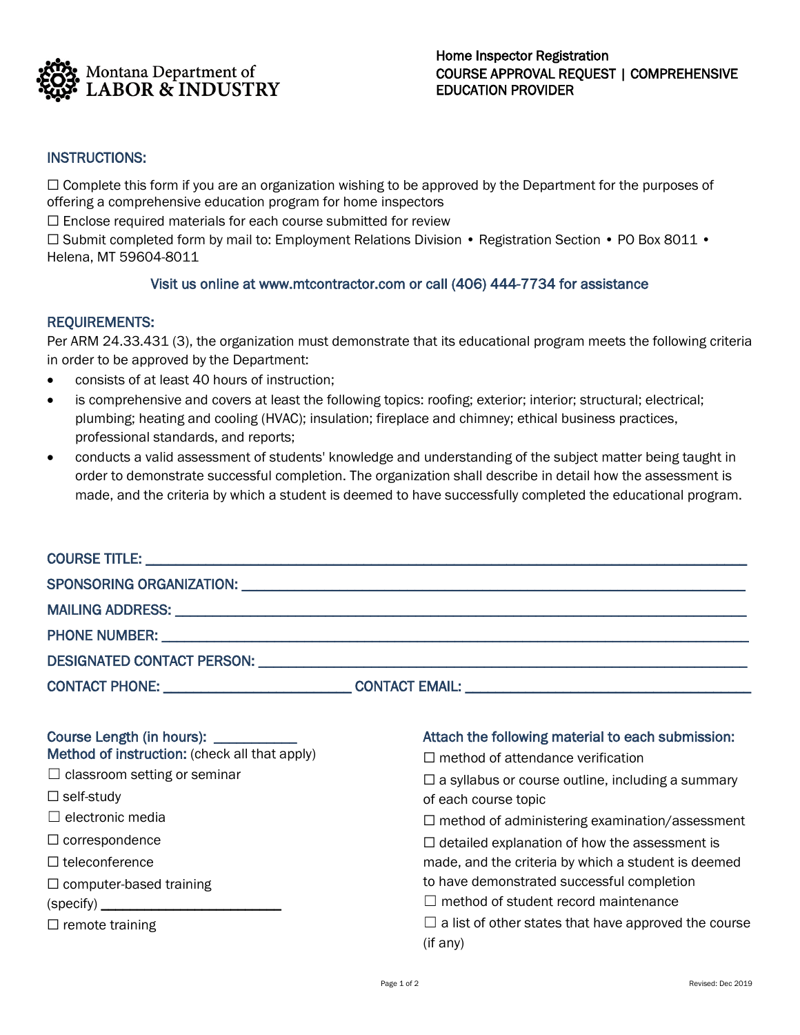Montana Department of LABOR & INDUSTRY

**Home Inspector Registration**
**COURSE APPROVAL REQUEST | COMPREHENSIVE EDUCATION PROVIDER**

## INSTRUCTIONS:

☐ Complete this form if you are an organization wishing to be approved by the Department for the purposes of offering a comprehensive education program for home inspectors
☐ Enclose required materials for each course submitted for review
☐ Submit completed form by mail to: Employment Relations Division • Registration Section • PO Box 8011 • Helena, MT 59604-8011

**Visit us online at www.mtcontractor.com or call (406) 444-7734 for assistance**

## REQUIREMENTS:

Per ARM 24.33.431 (3), the organization must demonstrate that its educational program meets the following criteria in order to be approved by the Department:

- consists of at least 40 hours of instruction;
- is comprehensive and covers at least the following topics: roofing; exterior; interior; structural; electrical; plumbing; heating and cooling (HVAC); insulation; fireplace and chimney; ethical business practices, professional standards, and reports;
- conducts a valid assessment of students' knowledge and understanding of the subject matter being taught in order to demonstrate successful completion. The organization shall describe in detail how the assessment is made, and the criteria by which a student is deemed to have successfully completed the educational program.

COURSE TITLE: ______________________________________________

SPONSORING ORGANIZATION: ______________________________________________

MAILING ADDRESS: ______________________________________________

PHONE NUMBER: ______________________________________________

DESIGNATED CONTACT PERSON: ______________________________________________

CONTACT PHONE: ____________________ CONTACT EMAIL: ______________________________

**Course Length (in hours):** __________
**Method of instruction:** (check all that apply)

☐ classroom setting or seminar
☐ self-study
☐ electronic media
☐ correspondence
☐ teleconference
☐ computer-based training (specify) ____________________
☐ remote training

**Attach the following material to each submission:**

☐ method of attendance verification
☐ a syllabus or course outline, including a summary of each course topic
☐ method of administering examination/assessment
☐ detailed explanation of how the assessment is made, and the criteria by which a student is deemed to have demonstrated successful completion
☐ method of student record maintenance
☐ a list of other states that have approved the course (if any)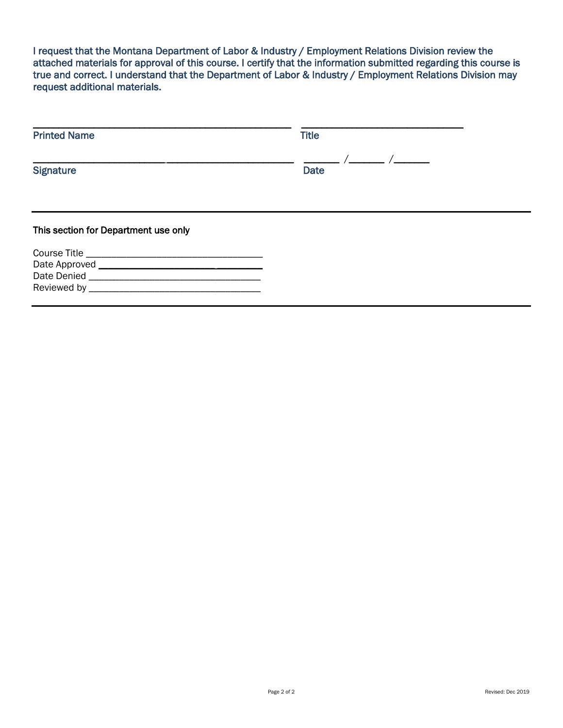I request that the Montana Department of Labor & Industry / Employment Relations Division review the attached materials for approval of this course. I certify that the information submitted regarding this course is true and correct. I understand that the Department of Labor & Industry / Employment Relations Division may request additional materials.

_______________________________________________ ______________________________

Printed Name Title

_______________________________________________ _______ /_______ /_______

Signature Date

---

This section for Department use only

Course Title ___________________________________

Date Approved _________________________________

Date Denied ___________________________________

Reviewed by ___________________________________

---

Revised: Dec 2019